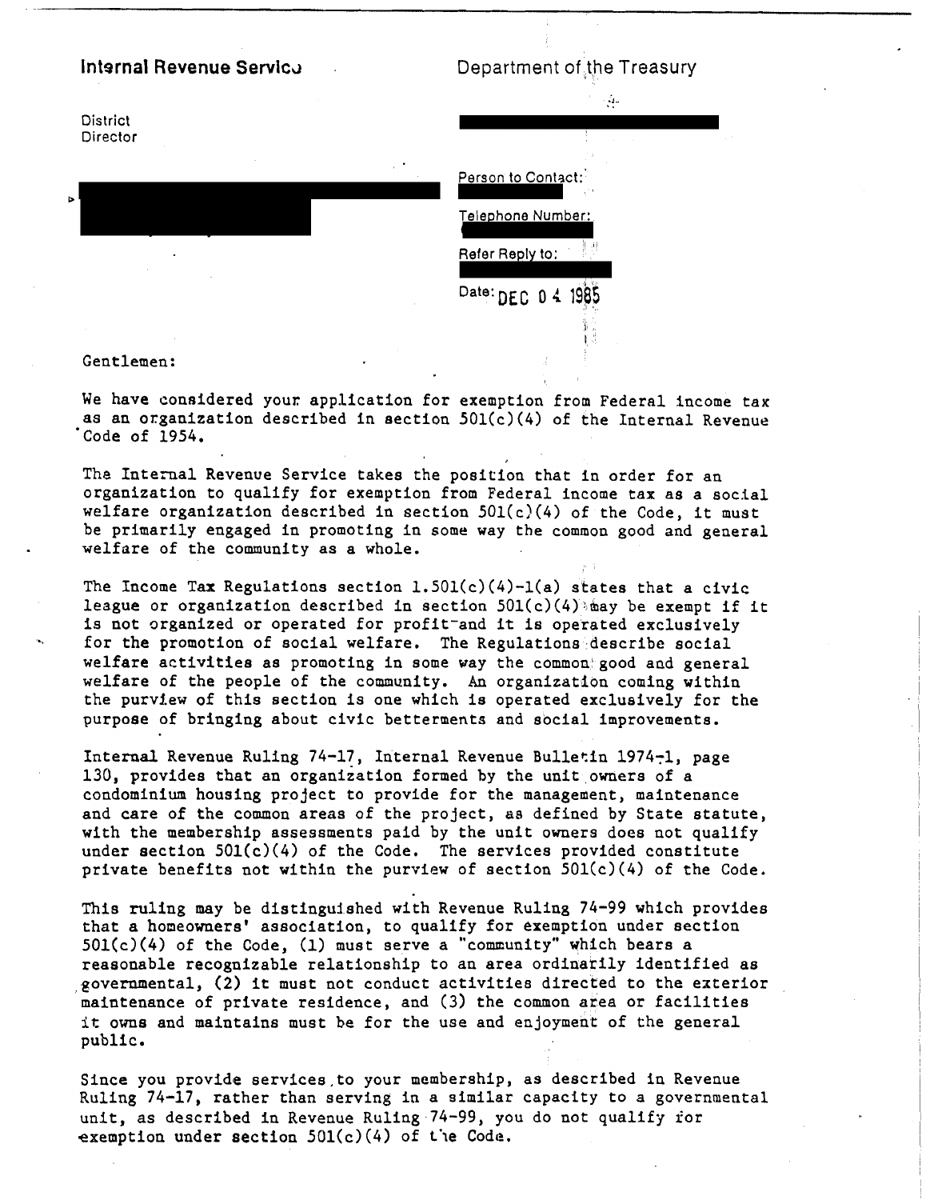**Internal Revenue Service**

District Director

Department of the Treasury

Person to Contact:

Telephone Number:

Refer Reply to:

Date: DEC 04 1985

Gentlemen:

We have considered your application for exemption from Federal income tax as an organization described in section 501(c)(4) of the Internal Revenue Code of 1954.

The Internal Revenue Service takes the position that in order for an organization to qualify for exemption from Federal income tax as a social welfare organization described in section 501(c)(4) of the Code, it must be primarily engaged in promoting in some way the common good and general welfare of the community as a whole.

The Income Tax Regulations section 1.501(c)(4)-1(a) states that a civic league or organization described in section 501(c)(4) may be exempt if it is not organized or operated for profit and it is operated exclusively for the promotion of social welfare. The Regulations describe social welfare activities as promoting in some way the common good and general welfare of the people of the community. An organization coming within the purview of this section is one which is operated exclusively for the purpose of bringing about civic betterments and social improvements.

Internal Revenue Ruling 74-17, Internal Revenue Bulletin 1974-1, page 130, provides that an organization formed by the unit owners of a condominium housing project to provide for the management, maintenance and care of the common areas of the project, as defined by State statute, with the membership assessments paid by the unit owners does not qualify under section 501(c)(4) of the Code. The services provided constitute private benefits not within the purview of section 501(c)(4) of the Code.

This ruling may be distinguished with Revenue Ruling 74-99 which provides that a homeowners' association, to qualify for exemption under section 501(c)(4) of the Code, (1) must serve a "community" which bears a reasonable recognizable relationship to an area ordinarily identified as governmental, (2) it must not conduct activities directed to the exterior maintenance of private residence, and (3) the common area or facilities it owns and maintains must be for the use and enjoyment of the general public.

Since you provide services to your membership, as described in Revenue Ruling 74-17, rather than serving in a similar capacity to a governmental unit, as described in Revenue Ruling 74-99, you do not qualify for exemption under section 501(c)(4) of the Code.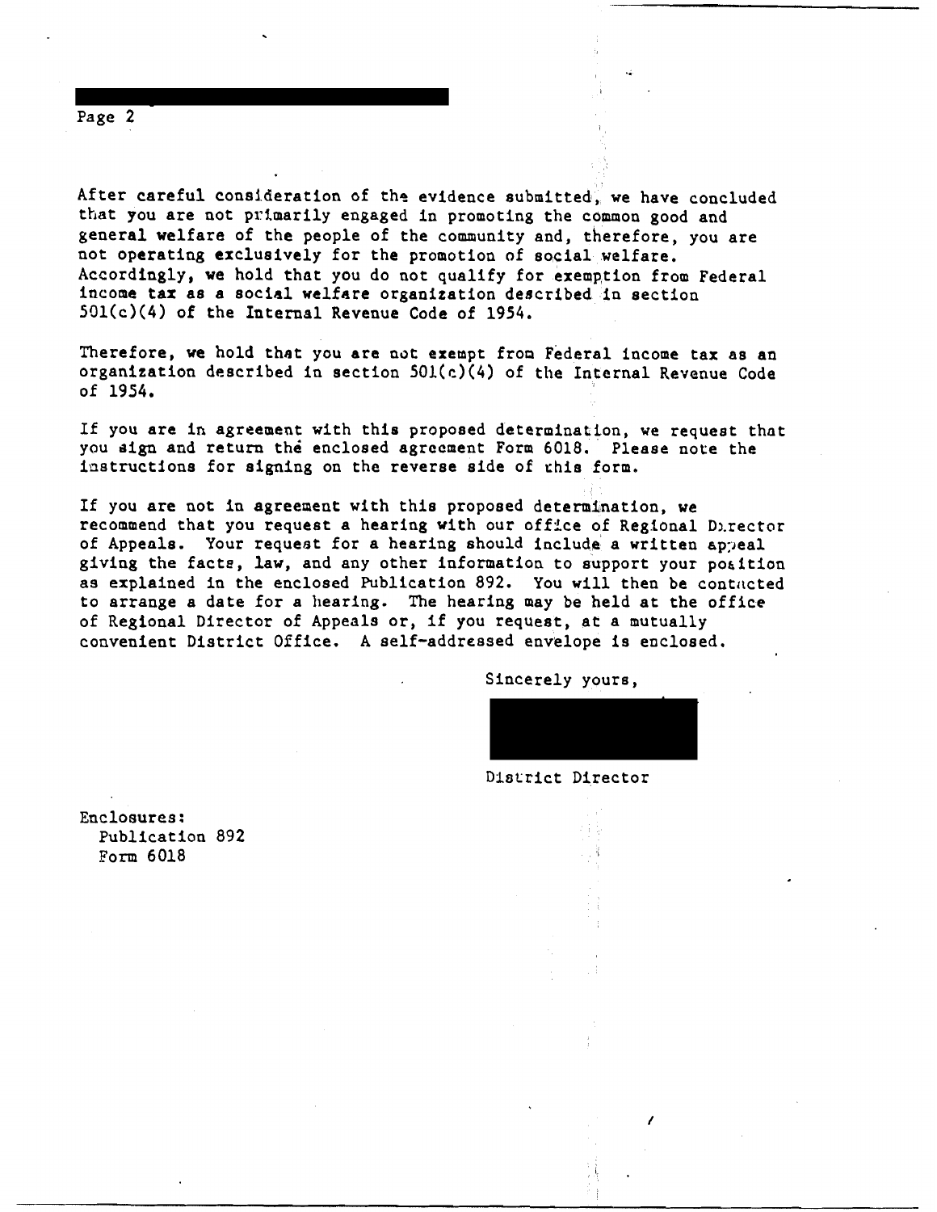After careful consideration of the evidence submitted, we have concluded that you are not primarily engaged in promoting the common good and general welfare of the people of the community and, therefore, you are not operating exclusively for the promotion of social welfare. Accordingly, we hold that you do not qualify for exemption from Federal income tax as a social welfare organization described in section 501(c)(4) of the Internal Revenue Code of 1954.

Therefore, we hold that you are not exempt from Federal income tax as an organization described in section 501(c)(4) of the Internal Revenue Code of 1954.

If you are in agreement with this proposed determination, we request that you sign and return the enclosed agreement Form 6018. Please note the instructions for signing on the reverse side of this form.

If you are not in agreement with this proposed determination, we recommend that you request a hearing with our office of Regional Director of Appeals. Your request for a hearing should include a written appeal giving the facts, law, and any other information to support your position as explained in the enclosed Publication 892. You will then be contacted to arrange a date for a hearing. The hearing may be held at the office of Regional Director of Appeals or, if you request, at a mutually convenient District Office. A self-addressed envelope is enclosed.

Sincerely yours,

District Director

Enclosures:
Publication 892
Form 6018